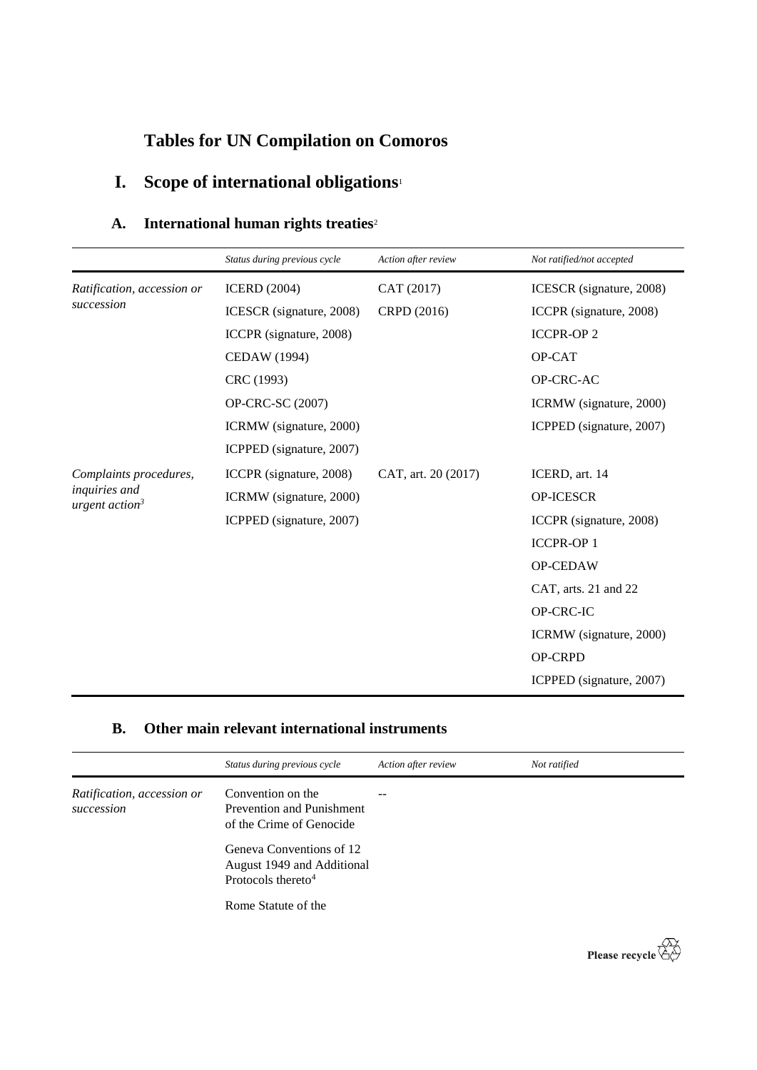# Tables for UN Compilation on Comoros

## I. Scope of international obligations[1]

### A. International human rights treaties[2]

| | *Status during previous cycle* | *Action after review* | *Not ratified/not accepted* |
|---|---|---|---|
| *Ratification, accession or succession* | ICERD (2004) | CAT (2017) | ICESCR (signature, 2008) |
| | ICESCR (signature, 2008) | CRPD (2016) | ICCPR (signature, 2008) |
| | ICCPR (signature, 2008) | | ICCPR-OP 2 |
| | CEDAW (1994) | | OP-CAT |
| | CRC (1993) | | OP-CRC-AC |
| | OP-CRC-SC (2007) | | ICRMW (signature, 2000) |
| | ICRMW (signature, 2000) | | ICPPED (signature, 2007) |
| | ICPPED (signature, 2007) | | |
| *Complaints procedures, inquiries and urgent action*[3] | ICCPR (signature, 2008) | CAT, art. 20 (2017) | ICERD, art. 14 |
| | ICRMW (signature, 2000) | | OP-ICESCR |
| | ICPPED (signature, 2007) | | ICCPR (signature, 2008) |
| | | | ICCPR-OP 1 |
| | | | OP-CEDAW |
| | | | CAT, arts. 21 and 22 |
| | | | OP-CRC-IC |
| | | | ICRMW (signature, 2000) |
| | | | OP-CRPD |
| | | | ICPPED (signature, 2007) |

### B. Other main relevant international instruments

| | *Status during previous cycle* | *Action after review* | *Not ratified* |
|---|---|---|---|
| *Ratification, accession or succession* | Convention on the Prevention and Punishment of the Crime of Genocide | -- | |
| | Geneva Conventions of 12 August 1949 and Additional Protocols thereto[4] | | |
| | Rome Statute of the | | |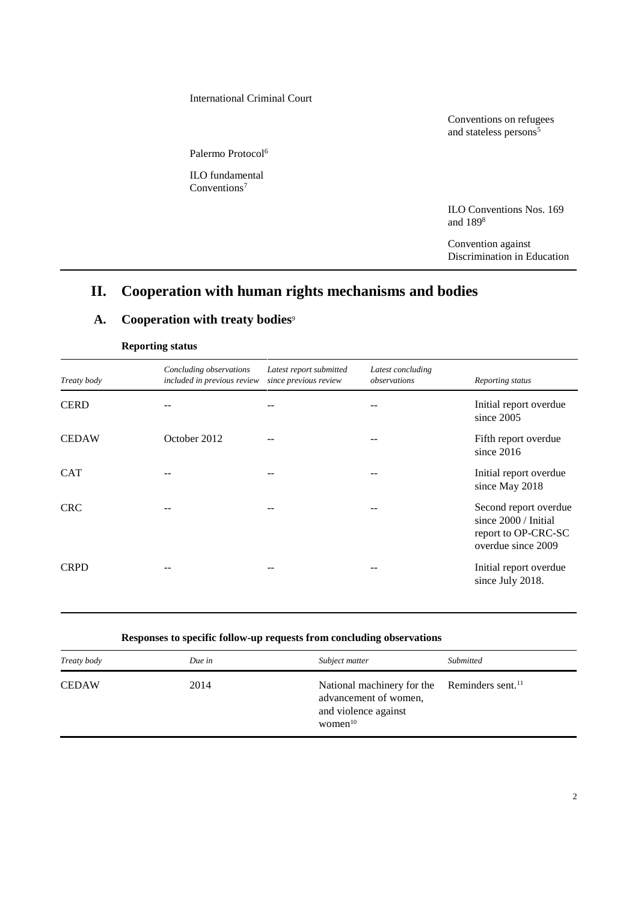| | | |
|---|---|---|
| | International Criminal Court | |
| | | Conventions on refugees and stateless persons[5] |
| | Palermo Protocol[6] | |
| | ILO fundamental Conventions[7] | |
| | | ILO Conventions Nos. 169 and 189[8] |
| | | Convention against Discrimination in Education |

# II. Cooperation with human rights mechanisms and bodies

## A. Cooperation with treaty bodies[9]

### Reporting status

| *Treaty body* | *Concluding observations included in previous review* | *Latest report submitted since previous review* | *Latest concluding observations* | *Reporting status* |
|---|---|---|---|---|
| CERD | -- | -- | -- | Initial report overdue since 2005 |
| CEDAW | October 2012 | -- | -- | Fifth report overdue since 2016 |
| CAT | -- | -- | -- | Initial report overdue since May 2018 |
| CRC | -- | -- | -- | Second report overdue since 2000 / Initial report to OP-CRC-SC overdue since 2009 |
| CRPD | -- | -- | -- | Initial report overdue since July 2018. |

### Responses to specific follow-up requests from concluding observations

| *Treaty body* | *Due in* | *Subject matter* | *Submitted* |
|---|---|---|---|
| CEDAW | 2014 | National machinery for the advancement of women, and violence against women[10] | Reminders sent.[11] |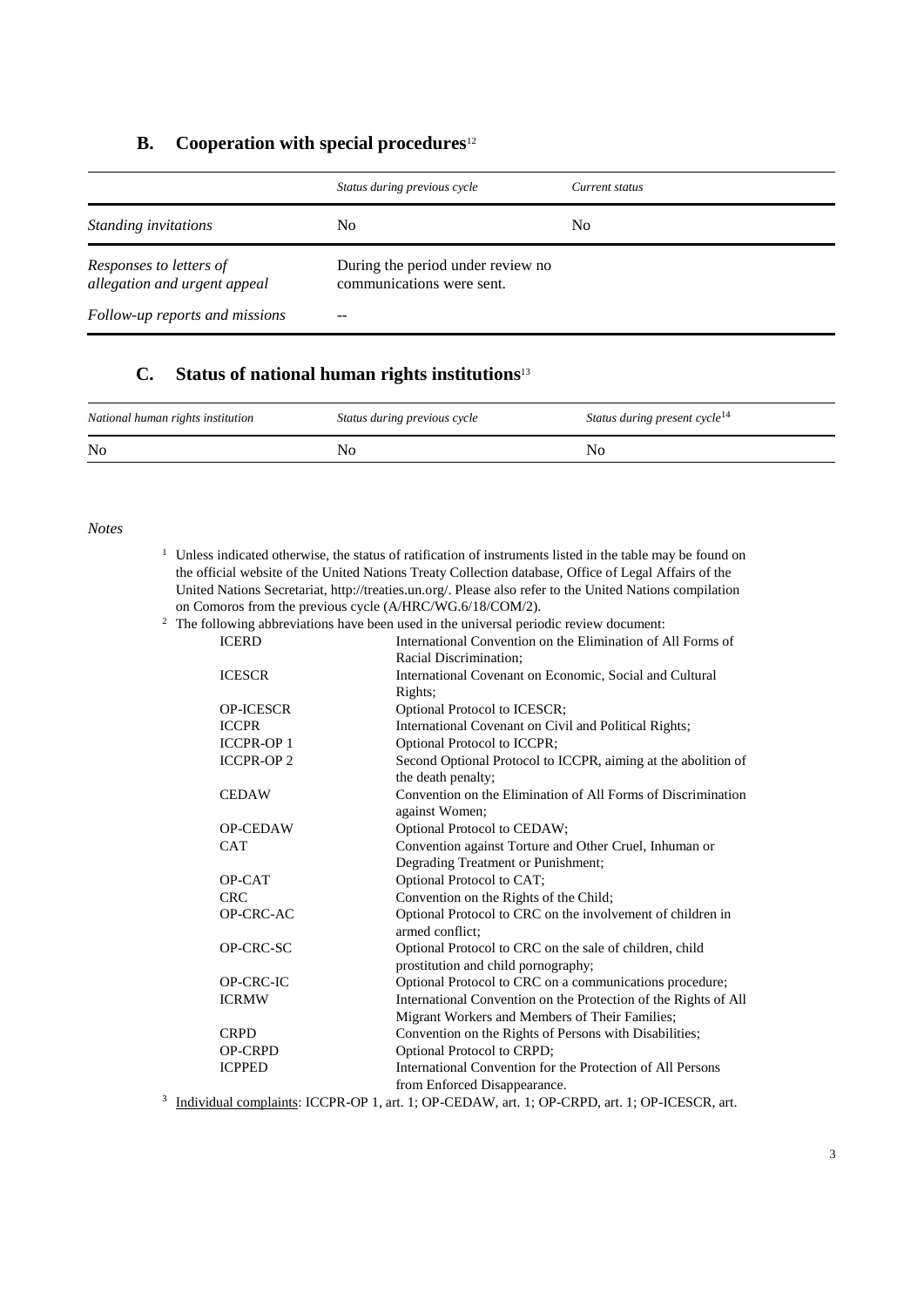## B. Cooperation with special procedures[12]

| | *Status during previous cycle* | *Current status* |
|---|---|---|
| *Standing invitations* | No | No |
| *Responses to letters of allegation and urgent appeal* | During the period under review no communications were sent. | |
| *Follow-up reports and missions* | -- | |

## C. Status of national human rights institutions[13]

| *National human rights institution* | *Status during previous cycle* | *Status during present cycle*[14] |
|---|---|---|
| No | No | No |

*Notes*

[1] Unless indicated otherwise, the status of ratification of instruments listed in the table may be found on the official website of the United Nations Treaty Collection database, Office of Legal Affairs of the United Nations Secretariat, http://treaties.un.org/. Please also refer to the United Nations compilation on Comoros from the previous cycle (A/HRC/WG.6/18/COM/2).

[2] The following abbreviations have been used in the universal periodic review document:

| | |
|---|---|
| ICERD | International Convention on the Elimination of All Forms of Racial Discrimination; |
| ICESCR | International Covenant on Economic, Social and Cultural Rights; |
| OP-ICESCR | Optional Protocol to ICESCR; |
| ICCPR | International Covenant on Civil and Political Rights; |
| ICCPR-OP 1 | Optional Protocol to ICCPR; |
| ICCPR-OP 2 | Second Optional Protocol to ICCPR, aiming at the abolition of the death penalty; |
| CEDAW | Convention on the Elimination of All Forms of Discrimination against Women; |
| OP-CEDAW | Optional Protocol to CEDAW; |
| CAT | Convention against Torture and Other Cruel, Inhuman or Degrading Treatment or Punishment; |
| OP-CAT | Optional Protocol to CAT; |
| CRC | Convention on the Rights of the Child; |
| OP-CRC-AC | Optional Protocol to CRC on the involvement of children in armed conflict; |
| OP-CRC-SC | Optional Protocol to CRC on the sale of children, child prostitution and child pornography; |
| OP-CRC-IC | Optional Protocol to CRC on a communications procedure; |
| ICRMW | International Convention on the Protection of the Rights of All Migrant Workers and Members of Their Families; |
| CRPD | Convention on the Rights of Persons with Disabilities; |
| OP-CRPD | Optional Protocol to CRPD; |
| ICPPED | International Convention for the Protection of All Persons from Enforced Disappearance. |

[3] Individual complaints: ICCPR-OP 1, art. 1; OP-CEDAW, art. 1; OP-CRPD, art. 1; OP-ICESCR, art.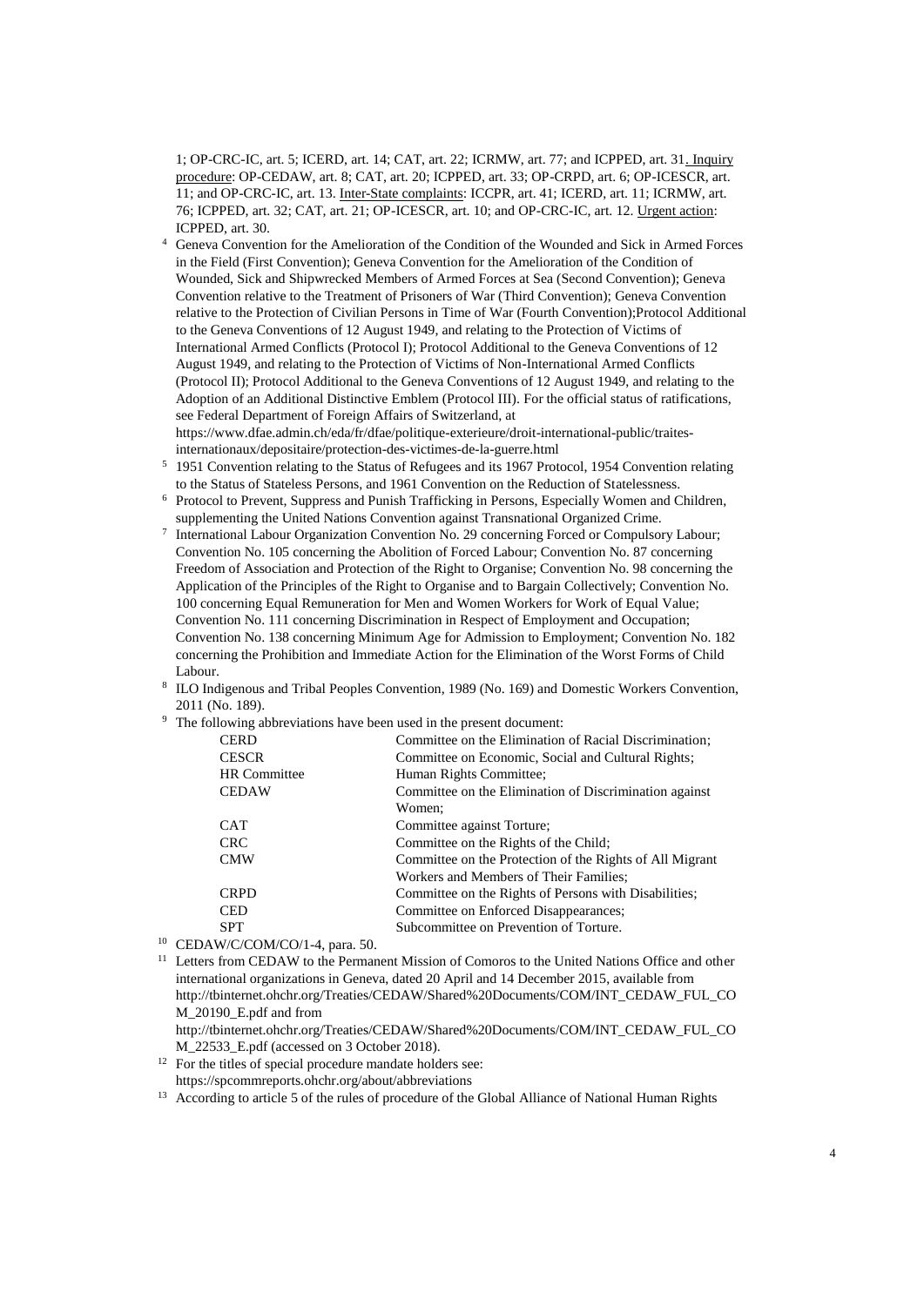1; OP-CRC-IC, art. 5; ICERD, art. 14; CAT, art. 22; ICRMW, art. 77; and ICPPED, art. 31. Inquiry procedure: OP-CEDAW, art. 8; CAT, art. 20; ICPPED, art. 33; OP-CRPD, art. 6; OP-ICESCR, art. 11; and OP-CRC-IC, art. 13. Inter-State complaints: ICCPR, art. 41; ICERD, art. 11; ICRMW, art. 76; ICPPED, art. 32; CAT, art. 21; OP-ICESCR, art. 10; and OP-CRC-IC, art. 12. Urgent action: ICPPED, art. 30.

[4] Geneva Convention for the Amelioration of the Condition of the Wounded and Sick in Armed Forces in the Field (First Convention); Geneva Convention for the Amelioration of the Condition of Wounded, Sick and Shipwrecked Members of Armed Forces at Sea (Second Convention); Geneva Convention relative to the Treatment of Prisoners of War (Third Convention); Geneva Convention relative to the Protection of Civilian Persons in Time of War (Fourth Convention);Protocol Additional to the Geneva Conventions of 12 August 1949, and relating to the Protection of Victims of International Armed Conflicts (Protocol I); Protocol Additional to the Geneva Conventions of 12 August 1949, and relating to the Protection of Victims of Non-International Armed Conflicts (Protocol II); Protocol Additional to the Geneva Conventions of 12 August 1949, and relating to the Adoption of an Additional Distinctive Emblem (Protocol III). For the official status of ratifications, see Federal Department of Foreign Affairs of Switzerland, at https://www.dfae.admin.ch/eda/fr/dfae/politique-exterieure/droit-international-public/traites-internationaux/depositaire/protection-des-victimes-de-la-guerre.html

[5] 1951 Convention relating to the Status of Refugees and its 1967 Protocol, 1954 Convention relating to the Status of Stateless Persons, and 1961 Convention on the Reduction of Statelessness.

[6] Protocol to Prevent, Suppress and Punish Trafficking in Persons, Especially Women and Children, supplementing the United Nations Convention against Transnational Organized Crime.

[7] International Labour Organization Convention No. 29 concerning Forced or Compulsory Labour; Convention No. 105 concerning the Abolition of Forced Labour; Convention No. 87 concerning Freedom of Association and Protection of the Right to Organise; Convention No. 98 concerning the Application of the Principles of the Right to Organise and to Bargain Collectively; Convention No. 100 concerning Equal Remuneration for Men and Women Workers for Work of Equal Value; Convention No. 111 concerning Discrimination in Respect of Employment and Occupation; Convention No. 138 concerning Minimum Age for Admission to Employment; Convention No. 182 concerning the Prohibition and Immediate Action for the Elimination of the Worst Forms of Child Labour.

[8] ILO Indigenous and Tribal Peoples Convention, 1989 (No. 169) and Domestic Workers Convention, 2011 (No. 189).

[9] The following abbreviations have been used in the present document:

| | |
|---|---|
| CERD | Committee on the Elimination of Racial Discrimination; |
| CESCR | Committee on Economic, Social and Cultural Rights; |
| HR Committee | Human Rights Committee; |
| CEDAW | Committee on the Elimination of Discrimination against Women; |
| CAT | Committee against Torture; |
| CRC | Committee on the Rights of the Child; |
| CMW | Committee on the Protection of the Rights of All Migrant Workers and Members of Their Families; |
| CRPD | Committee on the Rights of Persons with Disabilities; |
| CED | Committee on Enforced Disappearances; |
| SPT | Subcommittee on Prevention of Torture. |

[10] CEDAW/C/COM/CO/1-4, para. 50.

[11] Letters from CEDAW to the Permanent Mission of Comoros to the United Nations Office and other international organizations in Geneva, dated 20 April and 14 December 2015, available from http://tbinternet.ohchr.org/Treaties/CEDAW/Shared%20Documents/COM/INT_CEDAW_FUL_COM_20190_E.pdf and from http://tbinternet.ohchr.org/Treaties/CEDAW/Shared%20Documents/COM/INT_CEDAW_FUL_COM_22533_E.pdf (accessed on 3 October 2018).

[12] For the titles of special procedure mandate holders see: https://spcommreports.ohchr.org/about/abbreviations

[13] According to article 5 of the rules of procedure of the Global Alliance of National Human Rights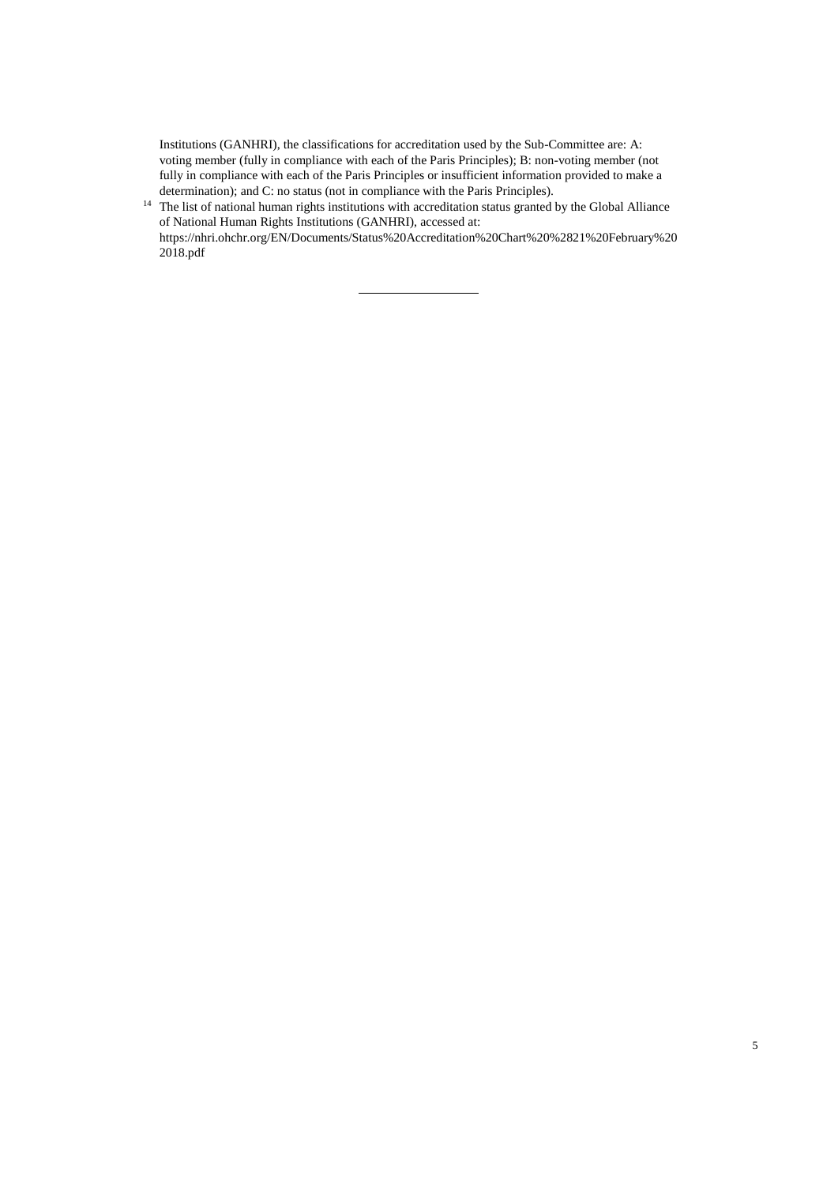Institutions (GANHRI), the classifications for accreditation used by the Sub-Committee are: A: voting member (fully in compliance with each of the Paris Principles); B: non-voting member (not fully in compliance with each of the Paris Principles or insufficient information provided to make a determination); and C: no status (not in compliance with the Paris Principles).

[14] The list of national human rights institutions with accreditation status granted by the Global Alliance of National Human Rights Institutions (GANHRI), accessed at: https://nhri.ohchr.org/EN/Documents/Status%20Accreditation%20Chart%20%2821%20February%202018.pdf